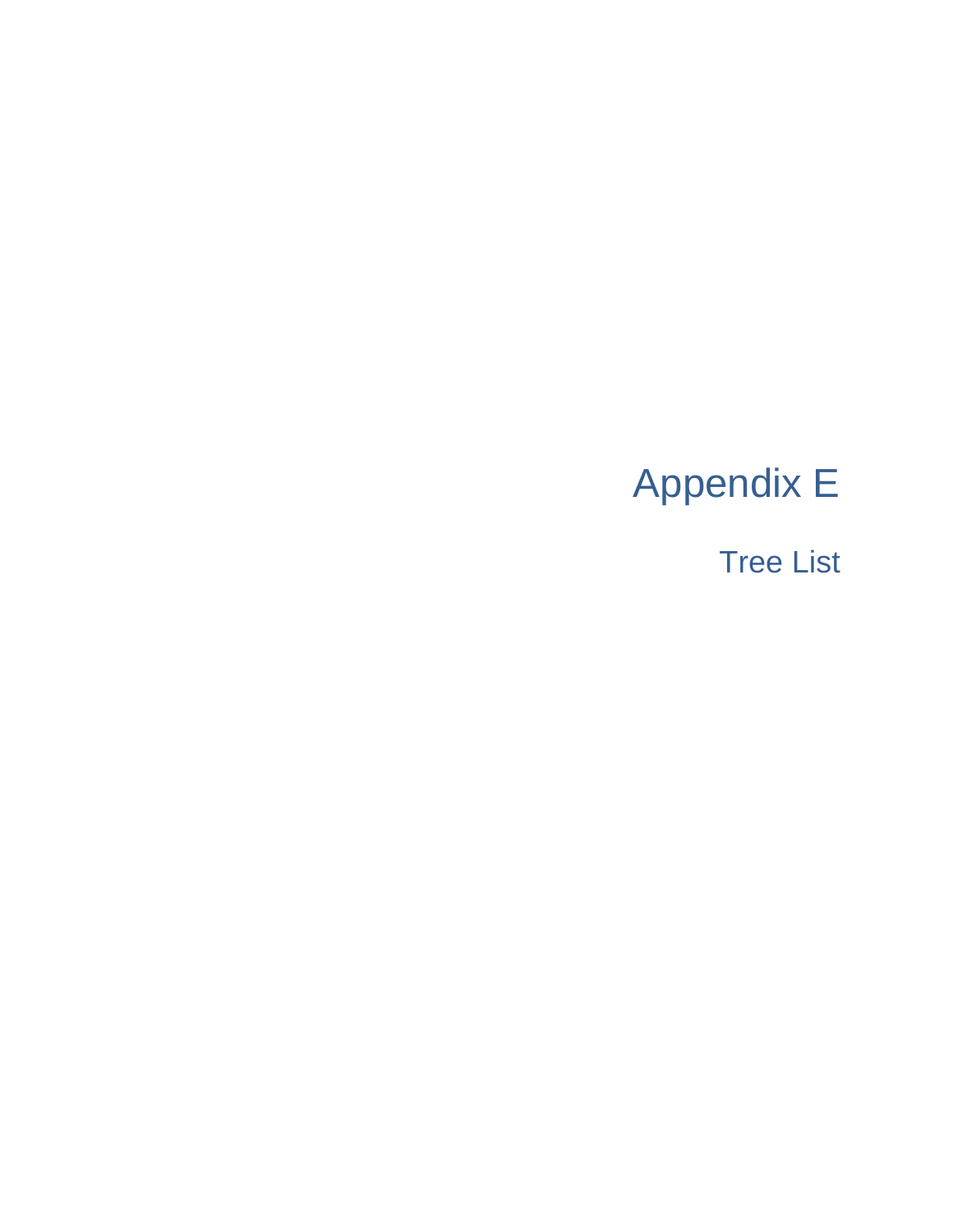# Appendix E

## Tree List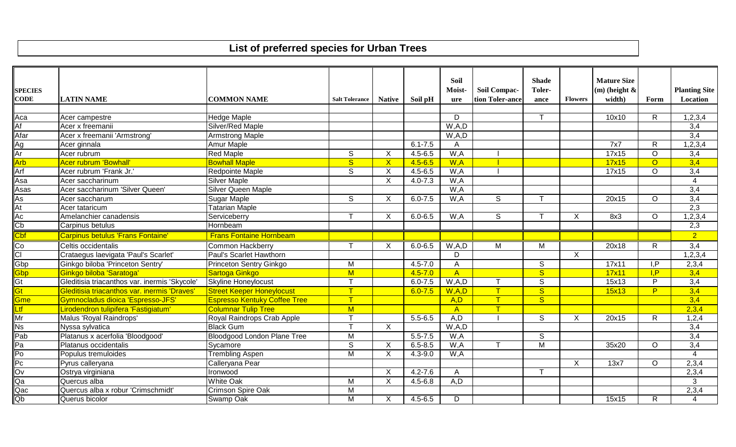# List of preferred species for Urban Trees

| SPECIES CODE | LATIN NAME | COMMON NAME | Salt Tolerance | Native | Soil pH | Soil Moist-ure | Soil Compac-tion Toler-ance | Shade Toler-ance | Flowers | Mature Size (m) (height & width) | Form | Planting Site Location |
|---|---|---|---|---|---|---|---|---|---|---|---|---|
| Aca | Acer campestre | Hedge Maple | | | | D | | T | | 10x10 | R | 1,2,3,4 |
| Af | Acer x freemanii | Silver/Red Maple | | | | W,A,D | | | | | | 3,4 |
| Afar | Acer x freemanii 'Armstrong' | Armstrong Maple | | | | W,A,D | | | | | | 3,4 |
| Ag | Acer ginnala | Amur Maple | | | 6.1-7.5 | A | | | | 7x7 | R | 1,2,3,4 |
| Ar | Acer rubrum | Red Maple | S | X | 4.5-6.5 | W,A | I | | | 17x15 | O | 3,4 |
| Arb | Acer rubrum 'Bowhall' | Bowhall Maple | S | X | 4.5-6.5 | W,A | I | | | 17x15 | O | 3,4 |
| Arf | Acer rubrum 'Frank Jr.' | Redpointe Maple | S | X | 4.5-6.5 | W,A | I | | | 17x15 | O | 3,4 |
| Asa | Acer saccharinum | Silver Maple | | X | 4.0-7.3 | W,A | | | | | | 4 |
| Asas | Acer saccharinum 'Silver Queen' | Silver Queen Maple | | | | W,A | | | | | | 3,4 |
| As | Acer saccharum | Sugar Maple | S | X | 6.0-7.5 | W,A | S | T | | 20x15 | O | 3,4 |
| At | Acer tataricum | Tatarian Maple | | | | | | | | | | 2,3 |
| Ac | Amelanchier canadensis | Serviceberry | T | X | 6.0-6.5 | W,A | S | T | X | 8x3 | O | 1,2,3,4 |
| Cb | Carpinus betulus | Hornbeam | | | | | | | | | | 2,3 |
| Cbf | Carpinus betulus 'Frans Fontaine' | Frans Fontaine Hornbeam | | | | | | | | | | 2 |
| Co | Celtis occidentalis | Common Hackberry | T | X | 6.0-6.5 | W,A,D | M | M | | 20x18 | R | 3,4 |
| Cl | Crataegus laevigata 'Paul's Scarlet' | Paul's Scarlet Hawthorn | | | | D | | | X | | | 1,2,3,4 |
| Gbp | Ginkgo biloba 'Princeton Sentry' | Princeton Sentry Ginkgo | M | | 4.5-7.0 | A | | S | | 17x11 | I,P | 2,3,4 |
| Gbp | Ginkgo biloba 'Saratoga' | Sartoga Ginkgo | M | | 4.5-7.0 | A | | S | | 17x11 | I,P | 3,4 |
| Gt | Gleditisia triacanthos var. inermis 'Skycole' | Skyline Honeylocust | T | | 6.0-7.5 | W,A,D | T | S | | 15x13 | P | 3,4 |
| Gt | Gleditisia triacanthos var. inermis 'Draves' | Street Keeper Honeylocust | T | | 6.0-7.5 | W,A,D | T | S | | 15x13 | P | 3,4 |
| Gme | Gymnocladus dioica 'Espresso-JFS' | Espresso Kentuky Coffee Tree | T | | | A,D | T | S | | | | 3,4 |
| Ltf | Lirodendron tulipifera 'Fastigiatum' | Columnar Tulip Tree | M | | | A | T | | | | | 2,3,4 |
| Mr | Malus 'Royal Raindrops' | Royal Raindrops Crab Apple | T | | 5.5-6.5 | A,D | I | S | X | 20x15 | R | 1,2,4 |
| Ns | Nyssa sylvatica | Black Gum | T | X | | W,A,D | | | | | | 3,4 |
| Pab | Platanus x acerfolia 'Bloodgood' | Bloodgood London Plane Tree | M | | 5.5-7.5 | W,A | | S | | | | 3,4 |
| Pa | Platanus occidentalis | Sycamore | S | X | 6.5-8.5 | W,A | T | M | | 35x20 | O | 3,4 |
| Po | Populus tremuloides | Trembling Aspen | M | X | 4.3-9.0 | W,A | | | | | | 4 |
| Pc | Pyrus calleryana | Calleryana Pear | | | | | | | X | 13x7 | O | 2,3,4 |
| Ov | Ostrya virginiana | Ironwood | | X | 4.2-7.6 | A | | T | | | | 2,3,4 |
| Qa | Quercus alba | White Oak | M | X | 4.5-6.8 | A,D | | | | | | 3 |
| Qac | Quercus alba x robur 'Crimschmidt' | Crimson Spire Oak | M | | | | | | | | | 2,3,4 |
| Qb | Querus bicolor | Swamp Oak | M | X | 4.5-6.5 | D | | | | 15x15 | R | 4 |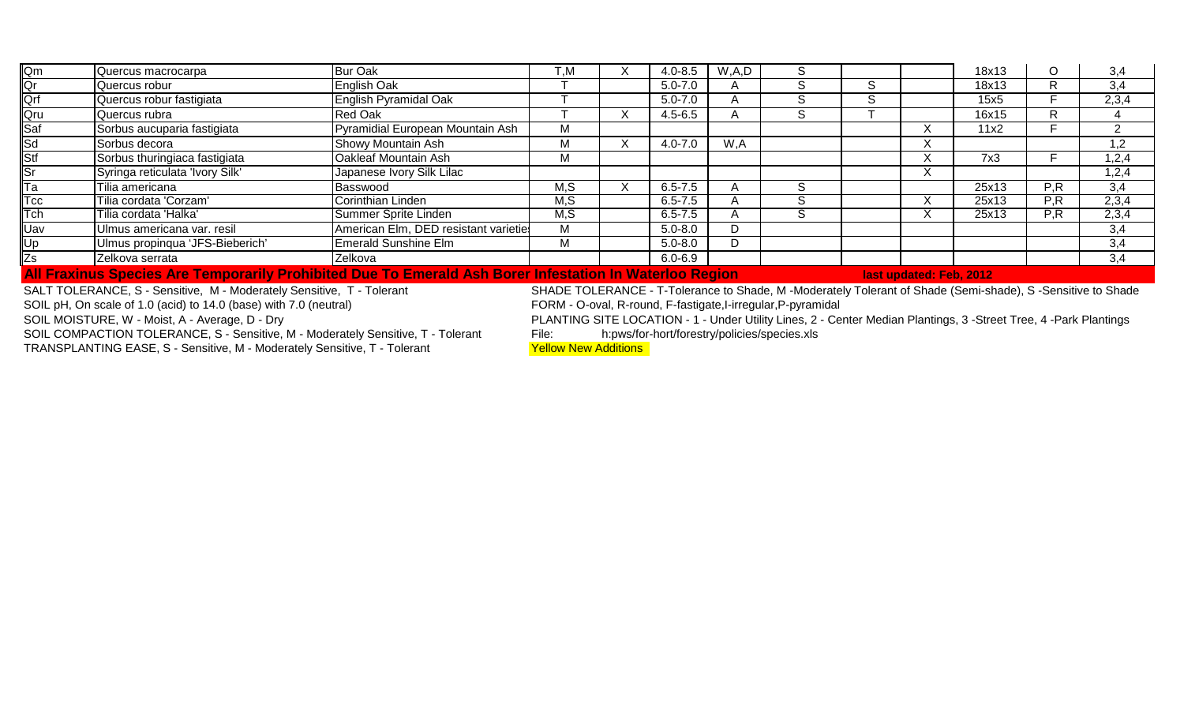| | | | | | | | | | | | | |
|---|---|---|---|---|---|---|---|---|---|---|---|---|
| Qm | Quercus macrocarpa | Bur Oak | T,M | X | 4.0-8.5 | W,A,D | S | | | 18x13 | O | 3,4 |
| Qr | Quercus robur | English Oak | T | | 5.0-7.0 | A | S | S | | 18x13 | R | 3,4 |
| Qrf | Quercus robur fastigiata | English Pyramidal Oak | T | | 5.0-7.0 | A | S | S | | 15x5 | F | 2,3,4 |
| Qru | Quercus rubra | Red Oak | T | X | 4.5-6.5 | A | S | T | | 16x15 | R | 4 |
| Saf | Sorbus aucuparia fastigiata | Pyramidial European Mountain Ash | M | | | | | | X | 11x2 | F | 2 |
| Sd | Sorbus decora | Showy Mountain Ash | M | X | 4.0-7.0 | W,A | | | X | | | 1,2 |
| Stf | Sorbus thuringiaca fastigiata | Oakleaf Mountain Ash | M | | | | | | X | 7x3 | F | 1,2,4 |
| Sr | Syringa reticulata 'Ivory Silk' | Japanese Ivory Silk Lilac | | | | | | | X | | | 1,2,4 |
| Ta | Tilia americana | Basswood | M,S | X | 6.5-7.5 | A | S | | | 25x13 | P,R | 3,4 |
| Tcc | Tilia cordata 'Corzam' | Corinthian Linden | M,S | | 6.5-7.5 | A | S | | X | 25x13 | P,R | 2,3,4 |
| Tch | Tilia cordata 'Halka' | Summer Sprite Linden | M,S | | 6.5-7.5 | A | S | | X | 25x13 | P,R | 2,3,4 |
| Uav | Ulmus americana var. resil | American Elm, DED resistant varieties | M | | 5.0-8.0 | D | | | | | | 3,4 |
| Up | Ulmus propinqua 'JFS-Bieberich' | Emerald Sunshine Elm | M | | 5.0-8.0 | D | | | | | | 3,4 |
| Zs | Zelkova serrata | Zelkova | | | 6.0-6.9 | | | | | | | 3,4 |

**All Fraxinus Species Are Temporarily Prohibited Due To Emerald Ash Borer Infestation In Waterloo Region** — **last updated: Feb, 2012**

SALT TOLERANCE, S - Sensitive, M - Moderately Sensitive, T - Tolerant

SOIL pH, On scale of 1.0 (acid) to 14.0 (base) with 7.0 (neutral)

SOIL MOISTURE, W - Moist, A - Average, D - Dry

SOIL COMPACTION TOLERANCE, S - Sensitive, M - Moderately Sensitive, T - Tolerant

TRANSPLANTING EASE, S - Sensitive, M - Moderately Sensitive, T - Tolerant

SHADE TOLERANCE - T-Tolerance to Shade, M -Moderately Tolerant of Shade (Semi-shade), S -Sensitive to Shade

FORM - O-oval, R-round, F-fastigate,I-irregular,P-pyramidal

PLANTING SITE LOCATION - 1 - Under Utility Lines, 2 - Center Median Plantings, 3 -Street Tree, 4 -Park Plantings

File: h:pws/for-hort/forestry/policies/species.xls

Yellow New Additions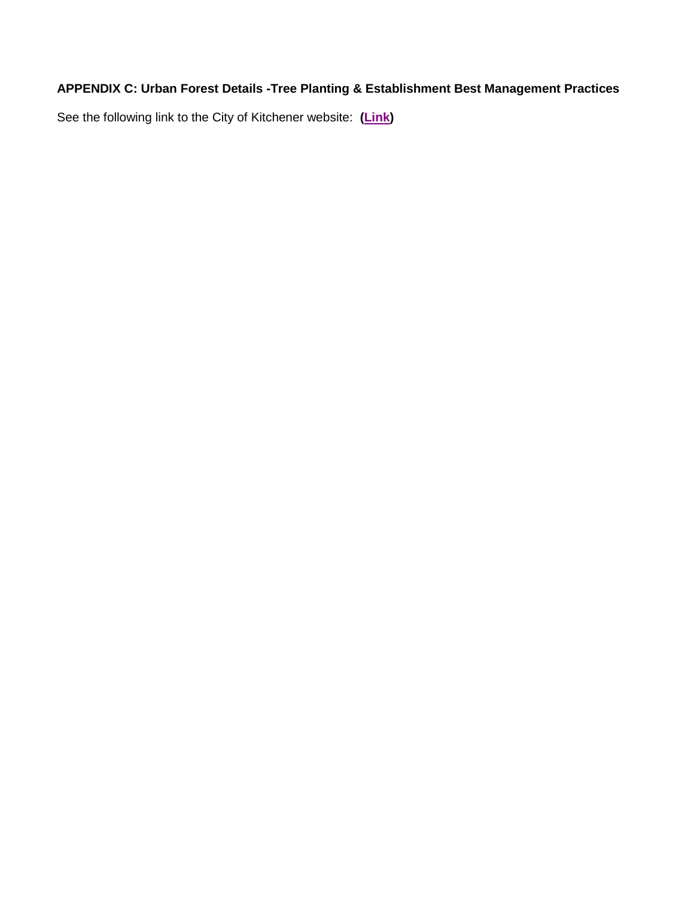**APPENDIX C: Urban Forest Details -Tree Planting & Establishment Best Management Practices**

See the following link to the City of Kitchener website: **(Link)**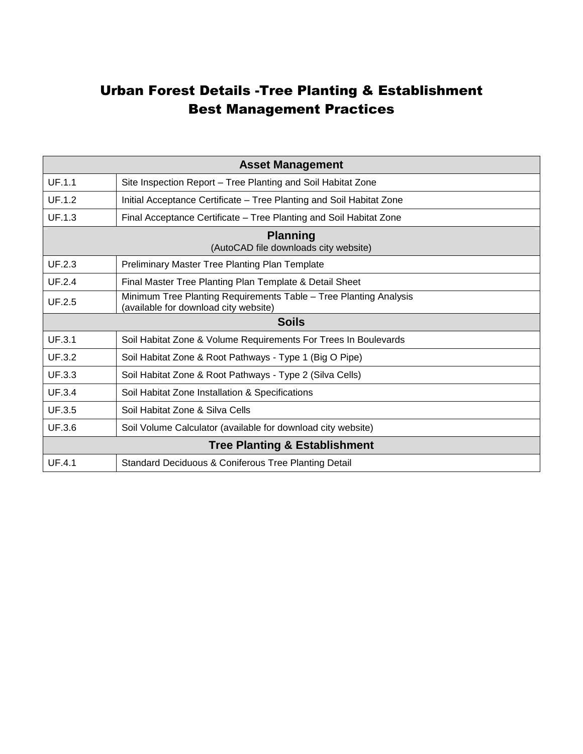# Urban Forest Details -Tree Planting & Establishment Best Management Practices

| Asset Management | |
|---|---|
| UF.1.1 | Site Inspection Report – Tree Planting and Soil Habitat Zone |
| UF.1.2 | Initial Acceptance Certificate – Tree Planting and Soil Habitat Zone |
| UF.1.3 | Final Acceptance Certificate – Tree Planting and Soil Habitat Zone |
| **Planning** (AutoCAD file downloads city website) | |
| UF.2.3 | Preliminary Master Tree Planting Plan Template |
| UF.2.4 | Final Master Tree Planting Plan Template & Detail Sheet |
| UF.2.5 | Minimum Tree Planting Requirements Table – Tree Planting Analysis (available for download city website) |
| **Soils** | |
| UF.3.1 | Soil Habitat Zone & Volume Requirements For Trees In Boulevards |
| UF.3.2 | Soil Habitat Zone & Root Pathways - Type 1 (Big O Pipe) |
| UF.3.3 | Soil Habitat Zone & Root Pathways - Type 2 (Silva Cells) |
| UF.3.4 | Soil Habitat Zone Installation & Specifications |
| UF.3.5 | Soil Habitat Zone & Silva Cells |
| UF.3.6 | Soil Volume Calculator (available for download city website) |
| **Tree Planting & Establishment** | |
| UF.4.1 | Standard Deciduous & Coniferous Tree Planting Detail |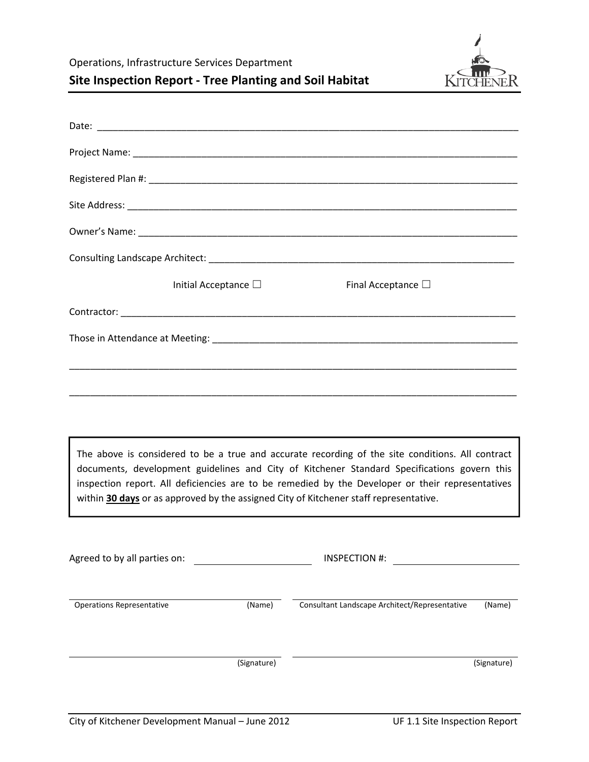Operations, Infrastructure Services Department

## Site Inspection Report - Tree Planting and Soil Habitat

Date: ______________________________________________________________________________

Project Name: ________________________________________________________________________

Registered Plan #: ____________________________________________________________________

Site Address: _________________________________________________________________________

Owner's Name: ________________________________________________________________________

Consulting Landscape Architect: _______________________________________________________

Initial Acceptance ☐ Final Acceptance ☐

Contractor: ___________________________________________________________________________

Those in Attendance at Meeting: _______________________________________________________

______________________________________________________________________________________

______________________________________________________________________________________

> The above is considered to be a true and accurate recording of the site conditions. All contract documents, development guidelines and City of Kitchener Standard Specifications govern this inspection report. All deficiencies are to be remedied by the Developer or their representatives within **30 days** or as approved by the assigned City of Kitchener staff representative.

Agreed to by all parties on: ____________________ INSPECTION #: ____________________

| | |
|---|---|
| Operations Representative (Name) | Consultant Landscape Architect/Representative (Name) |
| (Signature) | (Signature) |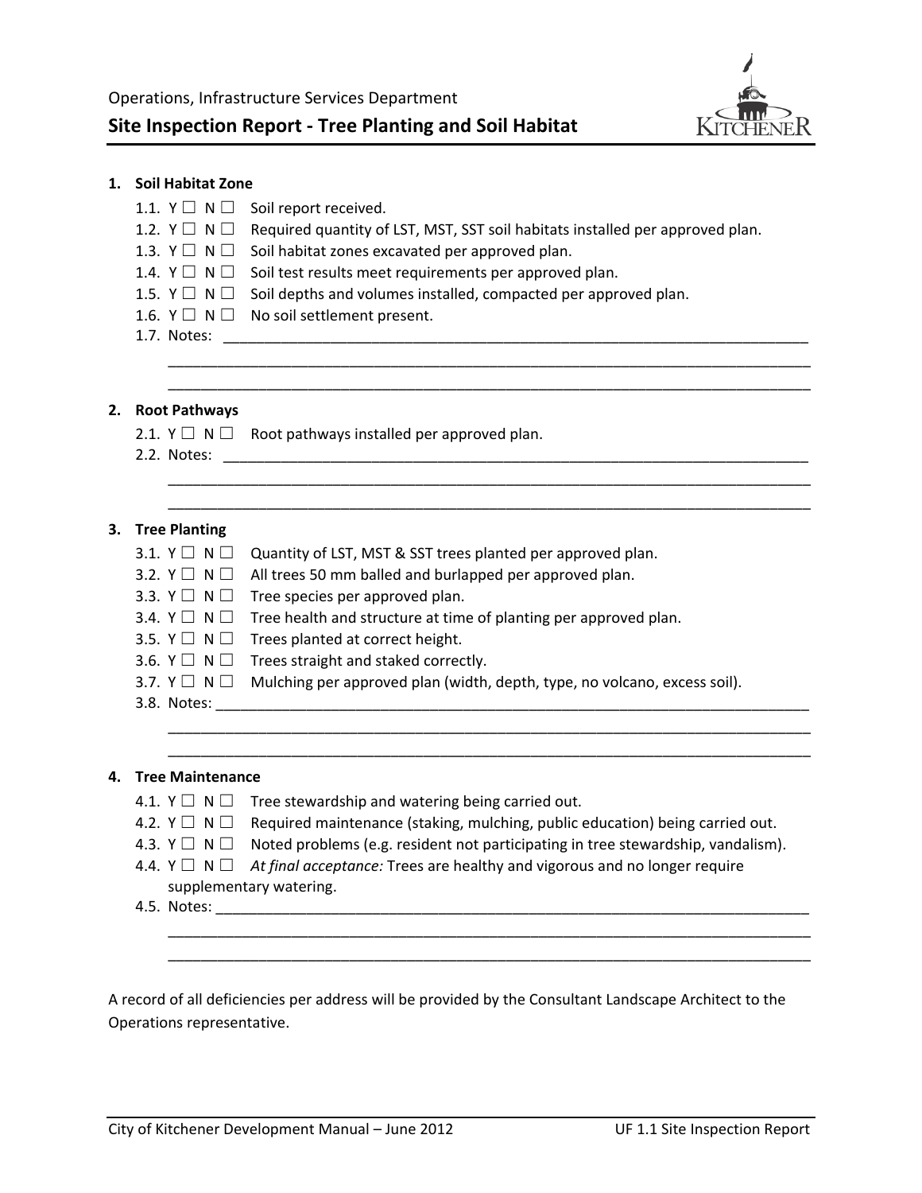Operations, Infrastructure Services Department

# Site Inspection Report - Tree Planting and Soil Habitat

1. **Soil Habitat Zone**
   - 1.1. Y ☐ N ☐ Soil report received.
   - 1.2. Y ☐ N ☐ Required quantity of LST, MST, SST soil habitats installed per approved plan.
   - 1.3. Y ☐ N ☐ Soil habitat zones excavated per approved plan.
   - 1.4. Y ☐ N ☐ Soil test results meet requirements per approved plan.
   - 1.5. Y ☐ N ☐ Soil depths and volumes installed, compacted per approved plan.
   - 1.6. Y ☐ N ☐ No soil settlement present.
   - 1.7. Notes: ____________________________________________________________________________
     ____________________________________________________________________________________
     ____________________________________________________________________________________

2. **Root Pathways**
   - 2.1. Y ☐ N ☐ Root pathways installed per approved plan.
   - 2.2. Notes: ____________________________________________________________________________
     ____________________________________________________________________________________
     ____________________________________________________________________________________

3. **Tree Planting**
   - 3.1. Y ☐ N ☐ Quantity of LST, MST & SST trees planted per approved plan.
   - 3.2. Y ☐ N ☐ All trees 50 mm balled and burlapped per approved plan.
   - 3.3. Y ☐ N ☐ Tree species per approved plan.
   - 3.4. Y ☐ N ☐ Tree health and structure at time of planting per approved plan.
   - 3.5. Y ☐ N ☐ Trees planted at correct height.
   - 3.6. Y ☐ N ☐ Trees straight and staked correctly.
   - 3.7. Y ☐ N ☐ Mulching per approved plan (width, depth, type, no volcano, excess soil).
   - 3.8. Notes: ____________________________________________________________________________
     ____________________________________________________________________________________
     ____________________________________________________________________________________

4. **Tree Maintenance**
   - 4.1. Y ☐ N ☐ Tree stewardship and watering being carried out.
   - 4.2. Y ☐ N ☐ Required maintenance (staking, mulching, public education) being carried out.
   - 4.3. Y ☐ N ☐ Noted problems (e.g. resident not participating in tree stewardship, vandalism).
   - 4.4. Y ☐ N ☐ *At final acceptance:* Trees are healthy and vigorous and no longer require supplementary watering.
   - 4.5. Notes: ____________________________________________________________________________
     ____________________________________________________________________________________
     ____________________________________________________________________________________

A record of all deficiencies per address will be provided by the Consultant Landscape Architect to the Operations representative.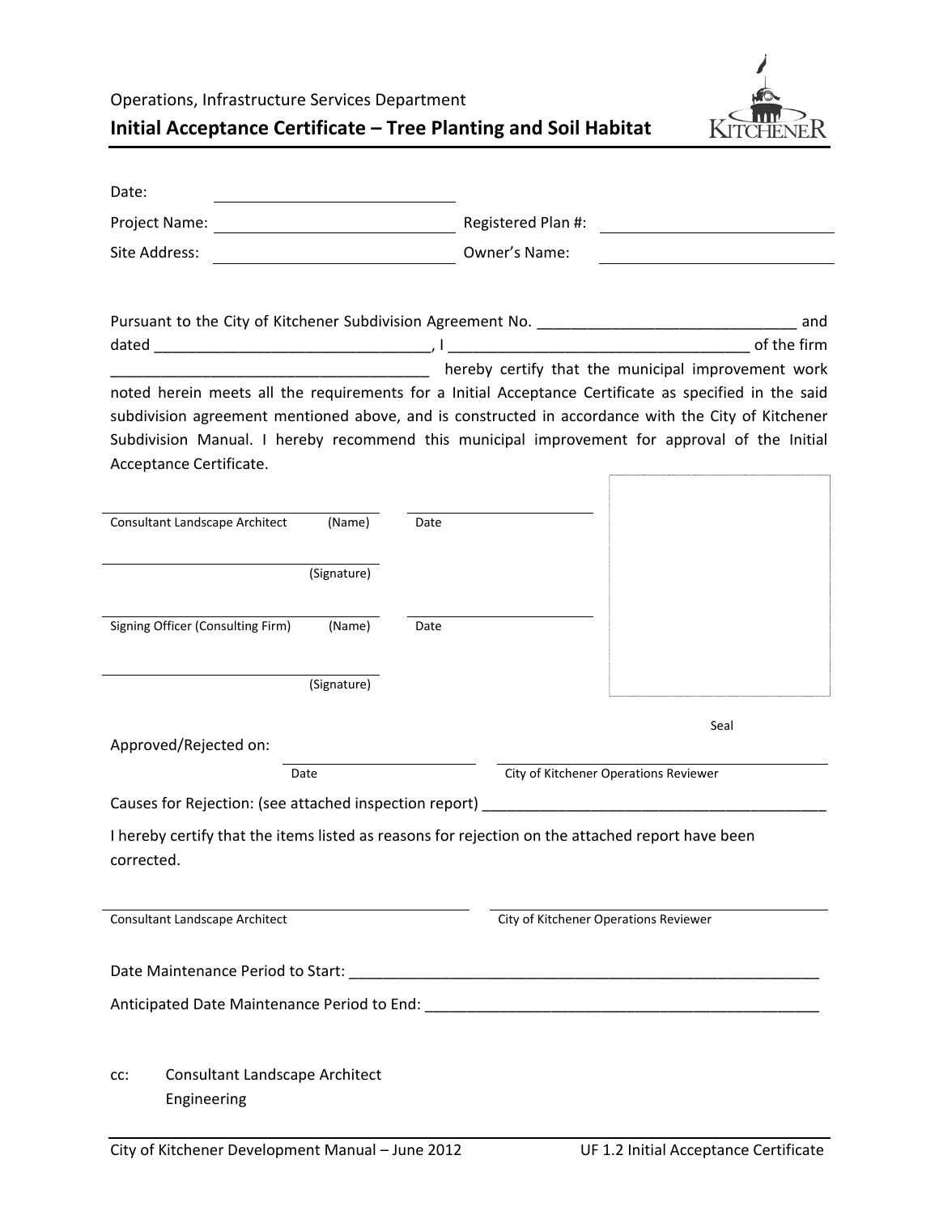Operations, Infrastructure Services Department

# Initial Acceptance Certificate – Tree Planting and Soil Habitat

Date: ______________________________

Project Name: ______________________________ Registered Plan #: ______________________________

Site Address: ______________________________ Owner's Name: ______________________________

Pursuant to the City of Kitchener Subdivision Agreement No. ______________________________ and dated ________________________________, I ___________________________________ of the firm _____________________________________ hereby certify that the municipal improvement work noted herein meets all the requirements for a Initial Acceptance Certificate as specified in the said subdivision agreement mentioned above, and is constructed in accordance with the City of Kitchener Subdivision Manual. I hereby recommend this municipal improvement for approval of the Initial Acceptance Certificate.

______________________________ ______________________
Consultant Landscape Architect (Name) Date

______________________________
(Signature)

______________________________ ______________________
Signing Officer (Consulting Firm) (Name) Date

______________________________
(Signature)

Seal

Approved/Rejected on: ______________________ ______________________________
Date City of Kitchener Operations Reviewer

Causes for Rejection: (see attached inspection report) ________________________________________

I hereby certify that the items listed as reasons for rejection on the attached report have been corrected.

______________________________ ______________________________
Consultant Landscape Architect City of Kitchener Operations Reviewer

Date Maintenance Period to Start: ________________________________________________________

Anticipated Date Maintenance Period to End: ______________________________________________

cc: Consultant Landscape Architect
Engineering

City of Kitchener Development Manual – June 2012 UF 1.2 Initial Acceptance Certificate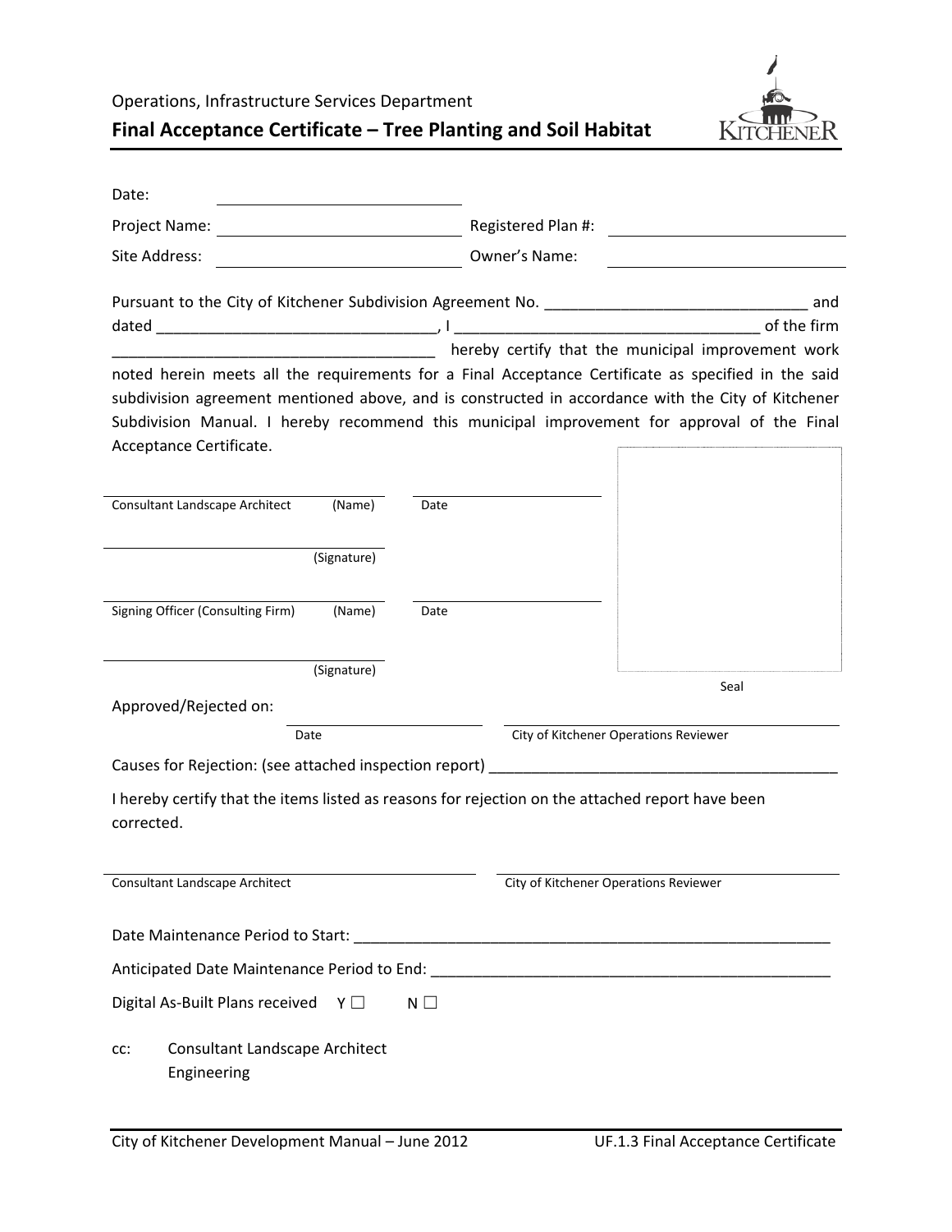Operations, Infrastructure Services Department

# Final Acceptance Certificate – Tree Planting and Soil Habitat

Date: ______________________________

Project Name: ______________________________ Registered Plan #: ______________________________

Site Address: ______________________________ Owner's Name: ______________________________

Pursuant to the City of Kitchener Subdivision Agreement No. ______________________________ and dated ________________________________, I ___________________________________ of the firm ______________________________________ hereby certify that the municipal improvement work noted herein meets all the requirements for a Final Acceptance Certificate as specified in the said subdivision agreement mentioned above, and is constructed in accordance with the City of Kitchener Subdivision Manual. I hereby recommend this municipal improvement for approval of the Final Acceptance Certificate.

______________________________ ______________________
Consultant Landscape Architect (Name) Date

______________________________
(Signature)

______________________________ ______________________
Signing Officer (Consulting Firm) (Name) Date

______________________________
(Signature)

Seal

Approved/Rejected on:

______________________ ______________________________
Date City of Kitchener Operations Reviewer

Causes for Rejection: (see attached inspection report) ________________________________________

I hereby certify that the items listed as reasons for rejection on the attached report have been corrected.

______________________________ ______________________________
Consultant Landscape Architect City of Kitchener Operations Reviewer

Date Maintenance Period to Start: ________________________________________________________

Anticipated Date Maintenance Period to End: _______________________________________________

Digital As-Built Plans received Y ☐ N ☐

cc: Consultant Landscape Architect
Engineering